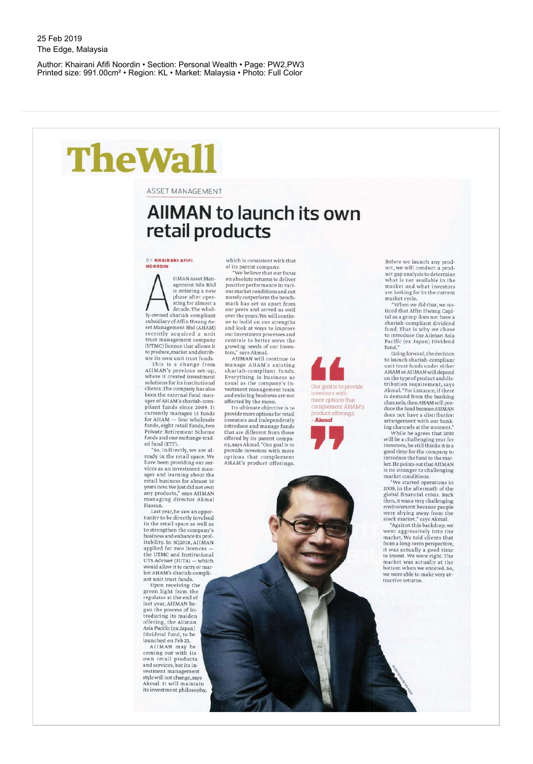25 Feb 2019
The Edge, Malaysia

Author: Khairani Afifi Noordin • Section: Personal Wealth • Page: PW2,PW3
Printed size: 991.00cm² • Region: KL • Market: Malaysia • Photo: Full Color

# TheWall

ASSET MANAGEMENT

## AIIMAN to launch its own retail products

BY **KHAIRANI AFIFI NOORDIN**

AIIMAN Asset Management Sdn Bhd is entering a new phase after operating for almost a decade. The wholly-owned shariah-compliant subsidiary of Affin Hwang Asset Management Bhd (AHAM) recently acquired a unit trust management company (UTMC) licence that allows it to produce, market and distribute its own unit trust funds.

This is a change from AIIMAN's previous set-up, where it created investment solutions for its institutional clients. The company has also been the external fund manager of AHAM's shariah-compliant funds since 2009. It currently manages 15 funds for AHAM — four wholesale funds, eight retail funds, two Private Retirement Scheme funds and one exchange-traded fund (ETF).

"So, indirectly, we are already in the retail space. We have been providing our services as an investment manager and learning about the retail business for almost 10 years now. We just did not own any products," says AIIMAN managing director Akmal Hassan.

Last year, he saw an opportunity to be directly involved in the retail space as well as to strengthen the company's business and enhance its profitability. In 3Q2018, AIIMAN applied for two licences — the UTMC and Institutional UTS Adviser (IUTA) — which would allow it to carry or market AHAM's shariah-compliant unit trust funds.

Upon receiving the green light from the regulator at the end of last year, AIIMAN began the process of introducing its maiden offering, the Aiiman Asia Pacific (ex Japan) Dividend fund, to be launched on Feb 21.

AIIMAN may be coming out with its own retail products and services, but its investment management style will not change, says Akmal. It will maintain its investment philosophy, which is consistent with that of its parent company.

"We believe that our focus on absolute returns to deliver positive performance in various market conditions and not merely outperform the benchmark has set us apart from our peers and served us well over the years. We will continue to build on our strengths and look at ways to improve our investment processes and controls to better serve the growing needs of our investors," says Akmal.

AIIMAN will continue to manage AHAM's existing shariah-compliant funds. Everything is business as usual as the company's investment management team and existing business are not affected by the move.

Its ultimate objective is to provide more options for retail investors and independently introduce and manage funds that are different from those offered by its parent company, says Akmal. "Our goal is to provide investors with more options that complement AHAM's product offerings.

> "Our goal is to provide investors with more options that complement AHAM's product offerings.
> — **Akmal**

Before we launch any product, we will conduct a product gap analysis to determine what is not available in the market and what investors are looking for in the current market cycle.

"When we did that, we noticed that Affin Hwang Capital as a group does not have a shariah-compliant dividend fund. That is why we chose to introduce the Aiiman Asia Pacific (ex Japan) Dividend fund."

Going forward, the decision to launch shariah-compliant unit trust funds under either AHAM or AIIMAN will depend on the type of product and distribution requirement, says Akmal. "For instance, if there is demand from the banking channels, then AHAM will produce the fund because AIIMAN does not have a distribution arrangement with our banking channels at the moment."

While he agrees that 2019 will be a challenging year for investors, he still thinks it is a good time for the company to introduce the fund to the market. He points out that AIIMAN is no stranger to challenging market conditions.

"We started operations in 2009, in the aftermath of the global financial crisis. Back then, it was a very challenging environment because people were shying away from the stock market," says Akmal.

"Against this backdrop, we went aggressively into the market. We told clients that from a long-term perspective, it was actually a good time to invest. We were right. The market was actually at the bottom when we entered. So, we were able to make very attractive returns.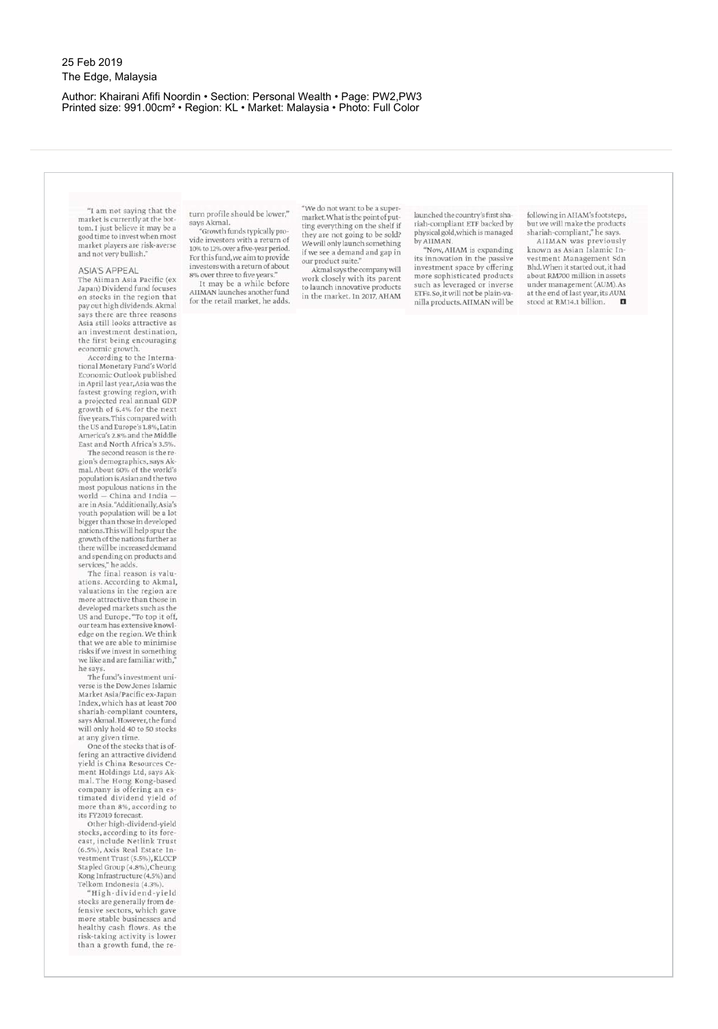25 Feb 2019
The Edge, Malaysia

Author: Khairani Afifi Noordin • Section: Personal Wealth • Page: PW2,PW3
Printed size: 991.00cm² • Region: KL • Market: Malaysia • Photo: Full Color

"I am not saying that the market is currently at the bottom. I just believe it may be a good time to invest when most market players are risk-averse and not very bullish."

## ASIA'S APPEAL

The Aiiman Asia Pacific (ex Japan) Dividend fund focuses on stocks in the region that pay out high dividends. Akmal says there are three reasons Asia still looks attractive as an investment destination, the first being encouraging economic growth.

According to the International Monetary Fund's World Economic Outlook published in April last year, Asia was the fastest growing region, with a projected real annual GDP growth of 6.4% for the next five years. This compared with the US and Europe's 1.8%, Latin America's 2.8% and the Middle East and North Africa's 3.5%.

The second reason is the region's demographics, says Akmal. About 60% of the world's population is Asian and the two most populous nations in the world — China and India — are in Asia. "Additionally, Asia's youth population will be a lot bigger than those in developed nations. This will help spur the growth of the nations further as there will be increased demand and spending on products and services," he adds.

The final reason is valuations. According to Akmal, valuations in the region are more attractive than those in developed markets such as the US and Europe. "To top it off, our team has extensive knowledge on the region. We think that we are able to minimise risks if we invest in something we like and are familiar with," he says.

The fund's investment universe is the Dow Jones Islamic Market Asia/Pacific ex-Japan Index, which has at least 700 shariah-compliant counters, says Akmal. However, the fund will only hold 40 to 50 stocks at any given time.

One of the stocks that is offering an attractive dividend yield is China Resources Cement Holdings Ltd, says Akmal. The Hong Kong-based company is offering an estimated dividend yield of more than 8%, according to its FY2019 forecast.

Other high-dividend-yield stocks, according to its forecast, include Netlink Trust (6.5%), Axis Real Estate Investment Trust (5.5%), KLCCP Stapled Group (4.8%), Cheung Kong Infrastructure (4.5%) and Telkom Indonesia (4.3%).

"High-dividend-yield stocks are generally from defensive sectors, which gave more stable businesses and healthy cash flows. As the risk-taking activity is lower than a growth fund, the return profile should be lower," says Akmal.

"Growth funds typically provide investors with a return of 10% to 12% over a five-year period. For this fund, we aim to provide investors with a return of about 8% over three to five years."

It may be a while before AIIMAN launches another fund for the retail market, he adds. "We do not want to be a supermarket. What is the point of putting everything on the shelf if they are not going to be sold? We will only launch something if we see a demand and gap in our product suite."

Akmal says the company will work closely with its parent to launch innovative products in the market. In 2017, AHAM launched the country's first shariah-compliant ETF backed by physical gold, which is managed by AIIMAN.

"Now, AHAM is expanding its innovation in the passive investment space by offering more sophisticated products such as leveraged or inverse ETFs. So, it will not be plain-vanilla products. AIIMAN will be following in AHAM's footsteps, but we will make the products shariah-compliant," he says.

AIIMAN was previously known as Asian Islamic Investment Management Sdn Bhd. When it started out, it had about RM700 million in assets under management (AUM). As at the end of last year, its AUM stood at RM14.1 billion.